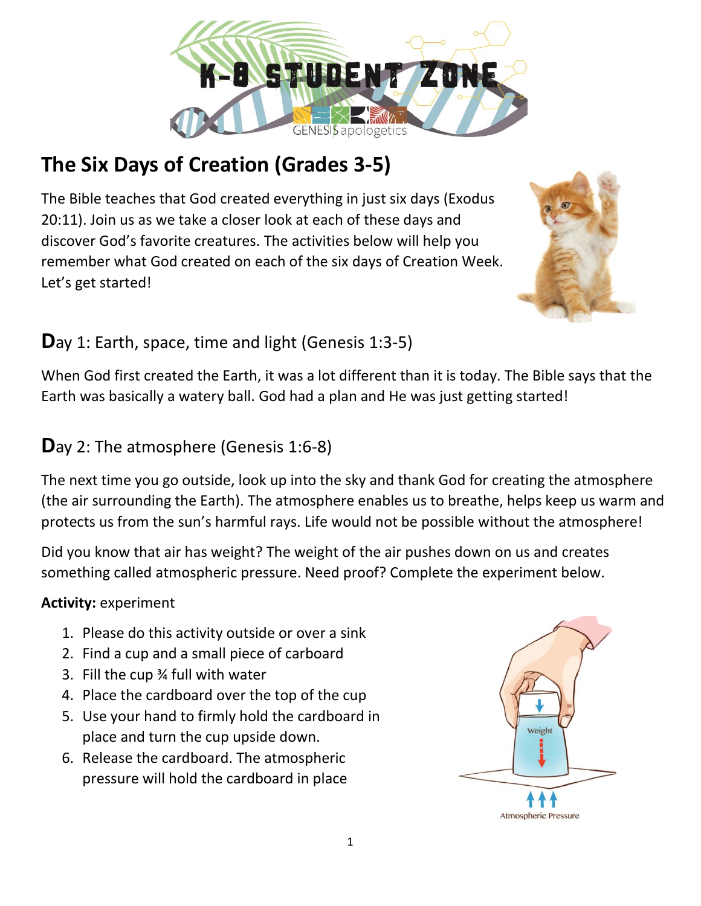# The Six Days of Creation (Grades 3-5)

The Bible teaches that God created everything in just six days (Exodus 20:11). Join us as we take a closer look at each of these days and discover God's favorite creatures. The activities below will help you remember what God created on each of the six days of Creation Week. Let's get started!

## Day 1: Earth, space, time and light (Genesis 1:3-5)

When God first created the Earth, it was a lot different than it is today. The Bible says that the Earth was basically a watery ball. God had a plan and He was just getting started!

## Day 2: The atmosphere (Genesis 1:6-8)

The next time you go outside, look up into the sky and thank God for creating the atmosphere (the air surrounding the Earth). The atmosphere enables us to breathe, helps keep us warm and protects us from the sun's harmful rays. Life would not be possible without the atmosphere!

Did you know that air has weight? The weight of the air pushes down on us and creates something called atmospheric pressure. Need proof? Complete the experiment below.

**Activity:** experiment

1. Please do this activity outside or over a sink
2. Find a cup and a small piece of carboard
3. Fill the cup ¾ full with water
4. Place the cardboard over the top of the cup
5. Use your hand to firmly hold the cardboard in place and turn the cup upside down.
6. Release the cardboard. The atmospheric pressure will hold the cardboard in place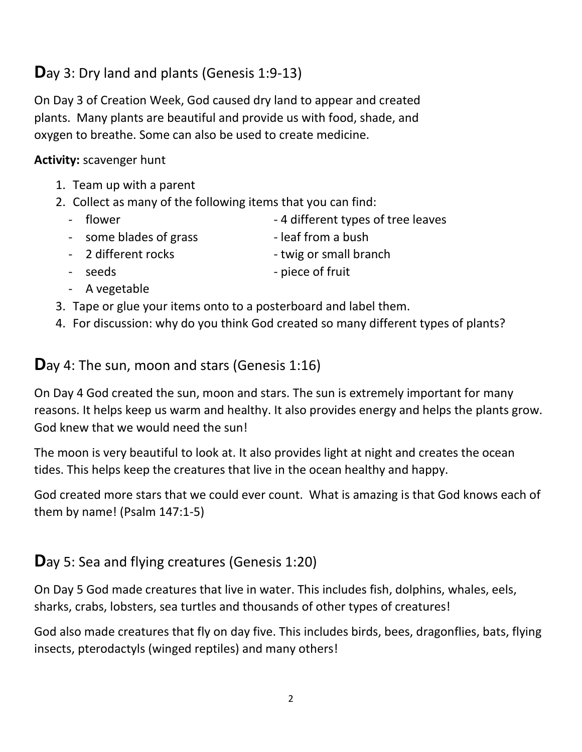## Day 3: Dry land and plants (Genesis 1:9-13)

On Day 3 of Creation Week, God caused dry land to appear and created plants. Many plants are beautiful and provide us with food, shade, and oxygen to breathe. Some can also be used to create medicine.

**Activity:** scavenger hunt

1. Team up with a parent
2. Collect as many of the following items that you can find:
   - flower
   - 4 different types of tree leaves
   - some blades of grass
   - leaf from a bush
   - 2 different rocks
   - twig or small branch
   - seeds
   - piece of fruit
   - A vegetable
3. Tape or glue your items onto to a posterboard and label them.
4. For discussion: why do you think God created so many different types of plants?

## Day 4: The sun, moon and stars (Genesis 1:16)

On Day 4 God created the sun, moon and stars. The sun is extremely important for many reasons. It helps keep us warm and healthy. It also provides energy and helps the plants grow. God knew that we would need the sun!

The moon is very beautiful to look at. It also provides light at night and creates the ocean tides. This helps keep the creatures that live in the ocean healthy and happy.

God created more stars that we could ever count. What is amazing is that God knows each of them by name! (Psalm 147:1-5)

## Day 5: Sea and flying creatures (Genesis 1:20)

On Day 5 God made creatures that live in water. This includes fish, dolphins, whales, eels, sharks, crabs, lobsters, sea turtles and thousands of other types of creatures!

God also made creatures that fly on day five. This includes birds, bees, dragonflies, bats, flying insects, pterodactyls (winged reptiles) and many others!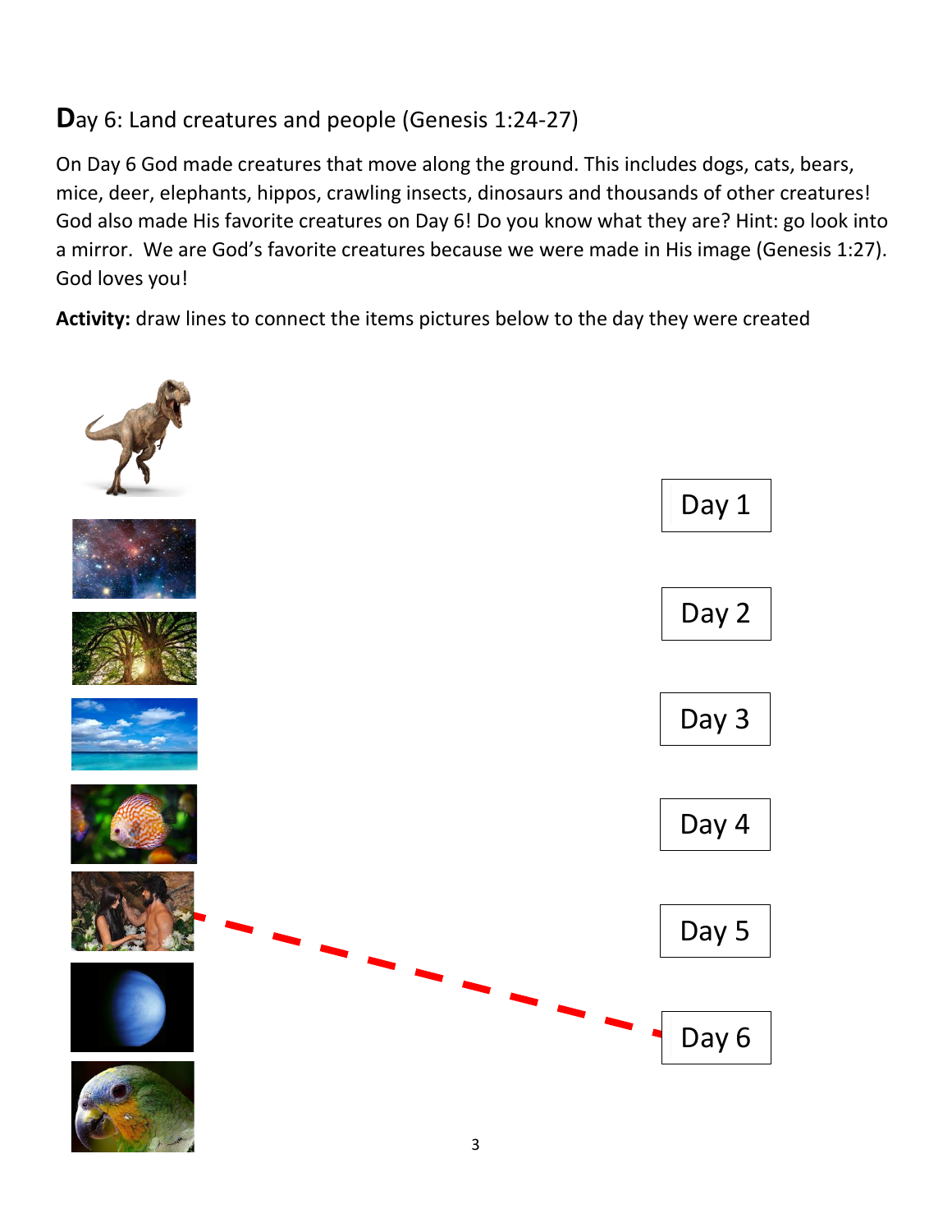## Day 6: Land creatures and people (Genesis 1:24-27)

On Day 6 God made creatures that move along the ground. This includes dogs, cats, bears, mice, deer, elephants, hippos, crawling insects, dinosaurs and thousands of other creatures! God also made His favorite creatures on Day 6! Do you know what they are? Hint: go look into a mirror. We are God's favorite creatures because we were made in His image (Genesis 1:27). God loves you!

**Activity:** draw lines to connect the items pictures below to the day they were created

Day 1

Day 2

Day 3

Day 4

Day 5

Day 6